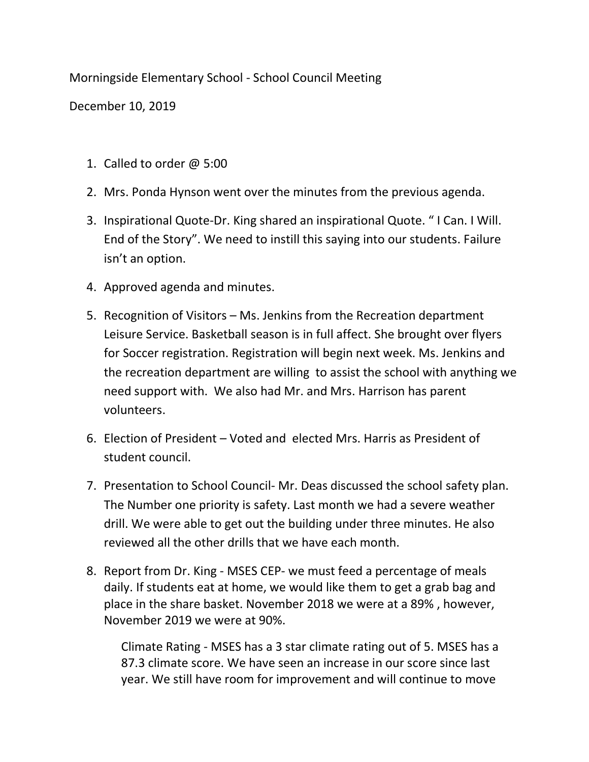Morningside Elementary School - School Council Meeting

December 10, 2019

1. Called to order @ 5:00
2. Mrs. Ponda Hynson went over the minutes from the previous agenda.
3. Inspirational Quote-Dr. King shared an inspirational Quote. " I Can. I Will. End of the Story". We need to instill this saying into our students. Failure isn't an option.
4. Approved agenda and minutes.
5. Recognition of Visitors – Ms. Jenkins from the Recreation department Leisure Service. Basketball season is in full affect. She brought over flyers for Soccer registration. Registration will begin next week. Ms. Jenkins and the recreation department are willing to assist the school with anything we need support with. We also had Mr. and Mrs. Harrison has parent volunteers.
6. Election of President – Voted and elected Mrs. Harris as President of student council.
7. Presentation to School Council- Mr. Deas discussed the school safety plan. The Number one priority is safety. Last month we had a severe weather drill. We were able to get out the building under three minutes. He also reviewed all the other drills that we have each month.
8. Report from Dr. King - MSES CEP- we must feed a percentage of meals daily. If students eat at home, we would like them to get a grab bag and place in the share basket. November 2018 we were at a 89% , however, November 2019 we were at 90%.

   Climate Rating - MSES has a 3 star climate rating out of 5. MSES has a 87.3 climate score. We have seen an increase in our score since last year. We still have room for improvement and will continue to move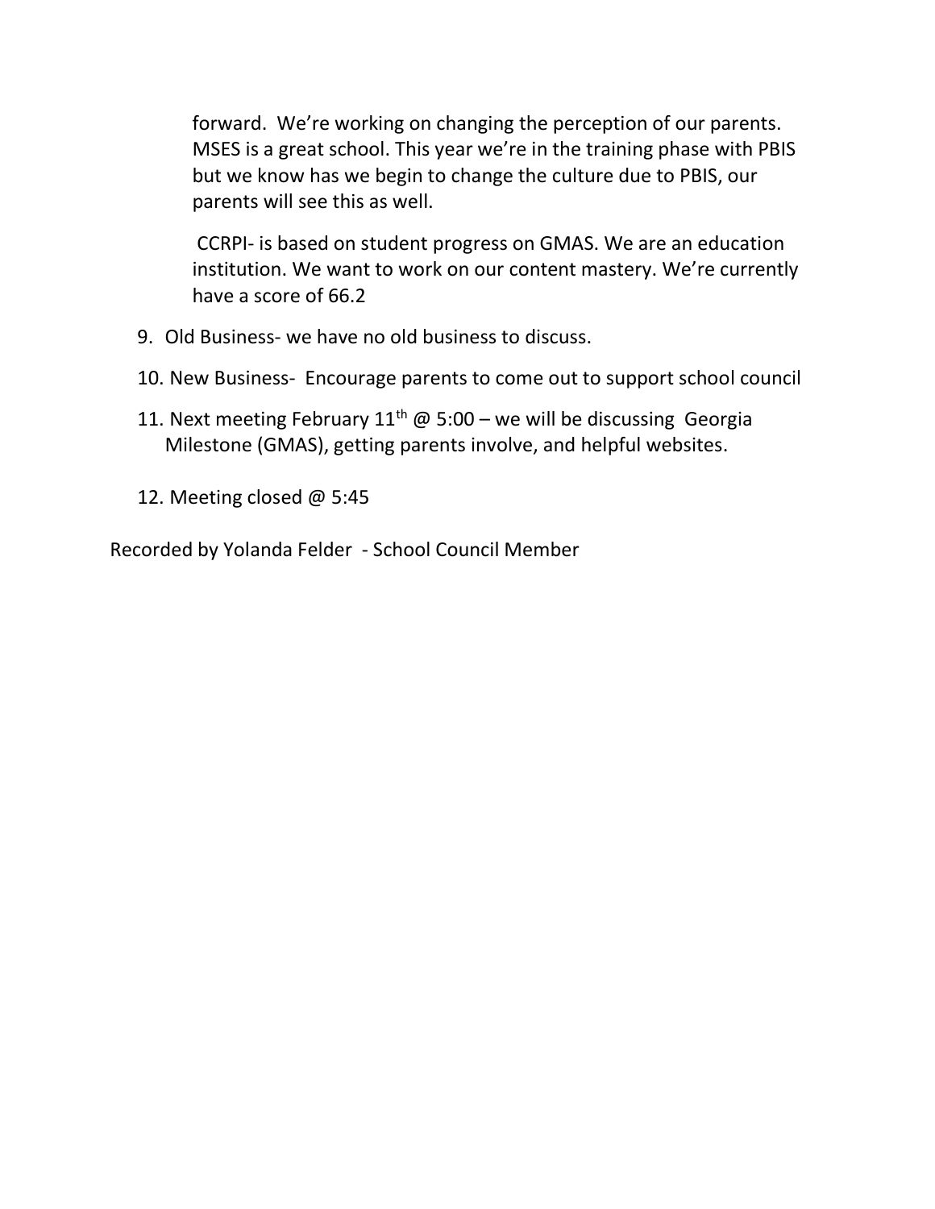forward. We're working on changing the perception of our parents. MSES is a great school. This year we're in the training phase with PBIS but we know has we begin to change the culture due to PBIS, our parents will see this as well.

CCRPI- is based on student progress on GMAS. We are an education institution. We want to work on our content mastery. We're currently have a score of 66.2

9. Old Business- we have no old business to discuss.
10. New Business- Encourage parents to come out to support school council
11. Next meeting February 11th @ 5:00 – we will be discussing Georgia Milestone (GMAS), getting parents involve, and helpful websites.
12. Meeting closed @ 5:45

Recorded by Yolanda Felder - School Council Member